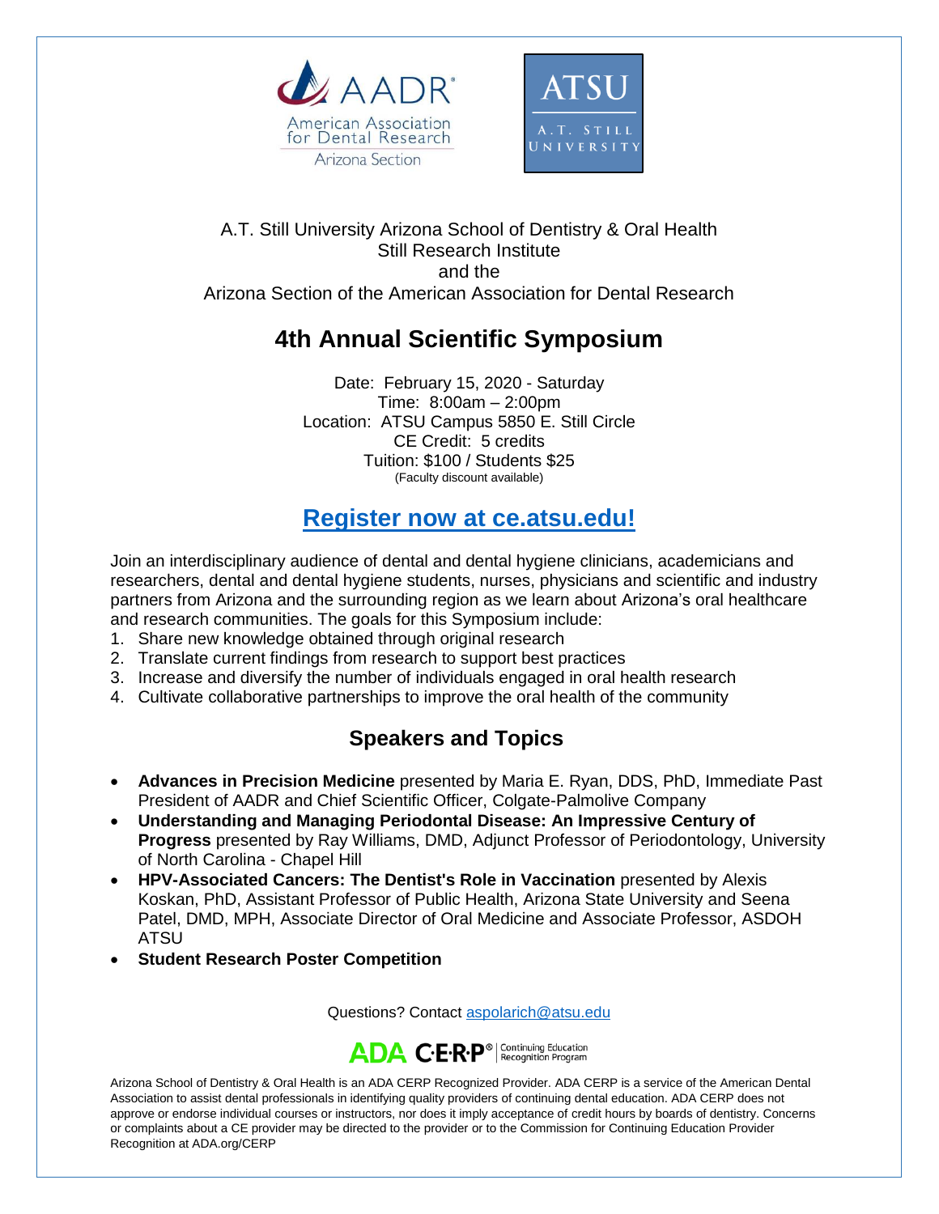AADR American Association for Dental Research Arizona Section

ATSU A.T. STILL UNIVERSITY

A.T. Still University Arizona School of Dentistry & Oral Health
Still Research Institute
and the
Arizona Section of the American Association for Dental Research

# 4th Annual Scientific Symposium

Date: February 15, 2020 - Saturday
Time: 8:00am – 2:00pm
Location: ATSU Campus 5850 E. Still Circle
CE Credit: 5 credits
Tuition: $100 / Students $25
(Faculty discount available)

## Register now at ce.atsu.edu!

Join an interdisciplinary audience of dental and dental hygiene clinicians, academicians and researchers, dental and dental hygiene students, nurses, physicians and scientific and industry partners from Arizona and the surrounding region as we learn about Arizona's oral healthcare and research communities. The goals for this Symposium include:

1. Share new knowledge obtained through original research
2. Translate current findings from research to support best practices
3. Increase and diversify the number of individuals engaged in oral health research
4. Cultivate collaborative partnerships to improve the oral health of the community

## Speakers and Topics

- **Advances in Precision Medicine** presented by Maria E. Ryan, DDS, PhD, Immediate Past President of AADR and Chief Scientific Officer, Colgate-Palmolive Company
- **Understanding and Managing Periodontal Disease: An Impressive Century of Progress** presented by Ray Williams, DMD, Adjunct Professor of Periodontology, University of North Carolina - Chapel Hill
- **HPV-Associated Cancers: The Dentist's Role in Vaccination** presented by Alexis Koskan, PhD, Assistant Professor of Public Health, Arizona State University and Seena Patel, DMD, MPH, Associate Director of Oral Medicine and Associate Professor, ASDOH ATSU
- **Student Research Poster Competition**

Questions? Contact aspolarich@atsu.edu

ADA C·E·R·P® | Continuing Education Recognition Program

Arizona School of Dentistry & Oral Health is an ADA CERP Recognized Provider. ADA CERP is a service of the American Dental Association to assist dental professionals in identifying quality providers of continuing dental education. ADA CERP does not approve or endorse individual courses or instructors, nor does it imply acceptance of credit hours by boards of dentistry. Concerns or complaints about a CE provider may be directed to the provider or to the Commission for Continuing Education Provider Recognition at ADA.org/CERP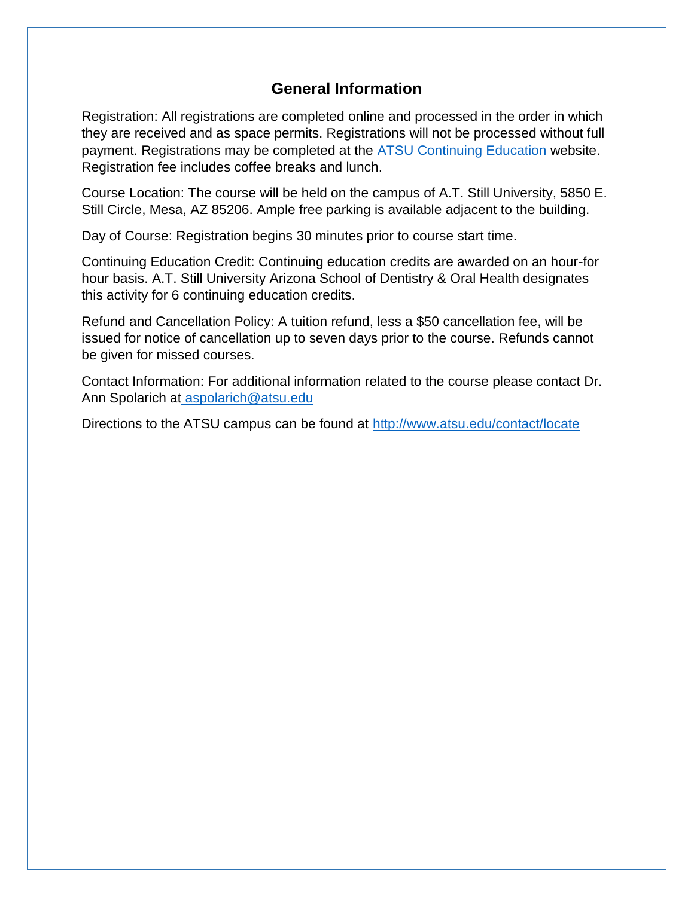## General Information

Registration: All registrations are completed online and processed in the order in which they are received and as space permits. Registrations will not be processed without full payment. Registrations may be completed at the [ATSU Continuing Education](ATSU Continuing Education) website. Registration fee includes coffee breaks and lunch.

Course Location: The course will be held on the campus of A.T. Still University, 5850 E. Still Circle, Mesa, AZ 85206. Ample free parking is available adjacent to the building.

Day of Course: Registration begins 30 minutes prior to course start time.

Continuing Education Credit: Continuing education credits are awarded on an hour-for hour basis. A.T. Still University Arizona School of Dentistry & Oral Health designates this activity for 6 continuing education credits.

Refund and Cancellation Policy: A tuition refund, less a $50 cancellation fee, will be issued for notice of cancellation up to seven days prior to the course. Refunds cannot be given for missed courses.

Contact Information: For additional information related to the course please contact Dr. Ann Spolarich at aspolarich@atsu.edu

Directions to the ATSU campus can be found at http://www.atsu.edu/contact/locate